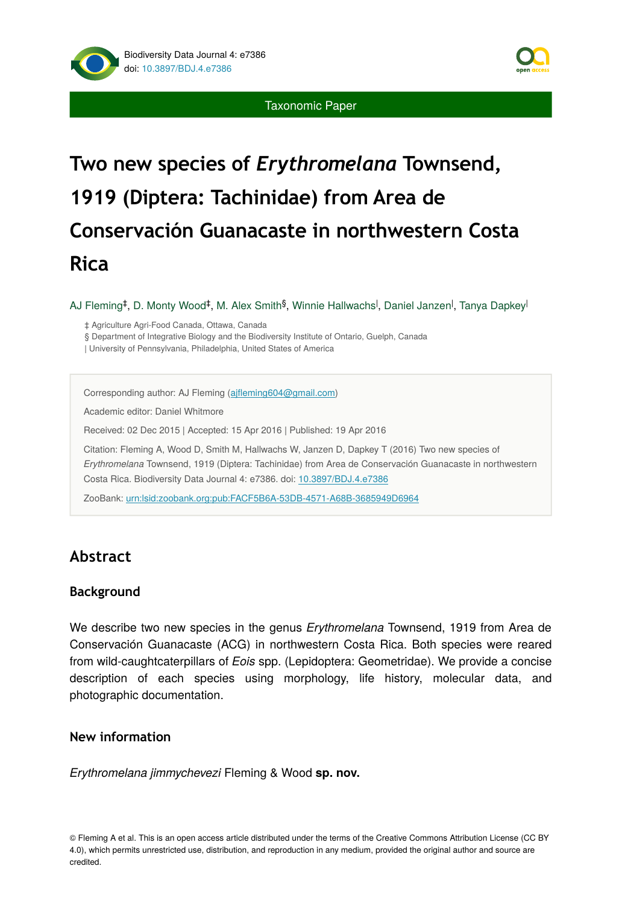Taxonomic Paper

# Two new species of *Erythromelana* Townsend, 1919 (Diptera: Tachinidae) from Area de Conservación Guanacaste in northwestern Costa Rica

AJ Fleming[‡], D. Monty Wood[‡], M. Alex Smith[§], Winnie Hallwachs[|], Daniel Janzen[|], Tanya Dapkey[|]

‡ Agriculture Agri-Food Canada, Ottawa, Canada
§ Department of Integrative Biology and the Biodiversity Institute of Ontario, Guelph, Canada
| University of Pennsylvania, Philadelphia, United States of America

Corresponding author: AJ Fleming (ajfleming604@gmail.com)

Academic editor: Daniel Whitmore

Received: 02 Dec 2015 | Accepted: 15 Apr 2016 | Published: 19 Apr 2016

Citation: Fleming A, Wood D, Smith M, Hallwachs W, Janzen D, Dapkey T (2016) Two new species of *Erythromelana* Townsend, 1919 (Diptera: Tachinidae) from Area de Conservación Guanacaste in northwestern Costa Rica. Biodiversity Data Journal 4: e7386. doi: 10.3897/BDJ.4.e7386

ZooBank: urn:lsid:zoobank.org:pub:FACF5B6A-53DB-4571-A68B-3685949D6964

## Abstract

### Background

We describe two new species in the genus *Erythromelana* Townsend, 1919 from Area de Conservación Guanacaste (ACG) in northwestern Costa Rica. Both species were reared from wild-caughtcaterpillars of *Eois* spp. (Lepidoptera: Geometridae). We provide a concise description of each species using morphology, life history, molecular data, and photographic documentation.

### New information

*Erythromelana jimmychevezi* Fleming & Wood **sp. nov.**

© Fleming A et al. This is an open access article distributed under the terms of the Creative Commons Attribution License (CC BY 4.0), which permits unrestricted use, distribution, and reproduction in any medium, provided the original author and source are credited.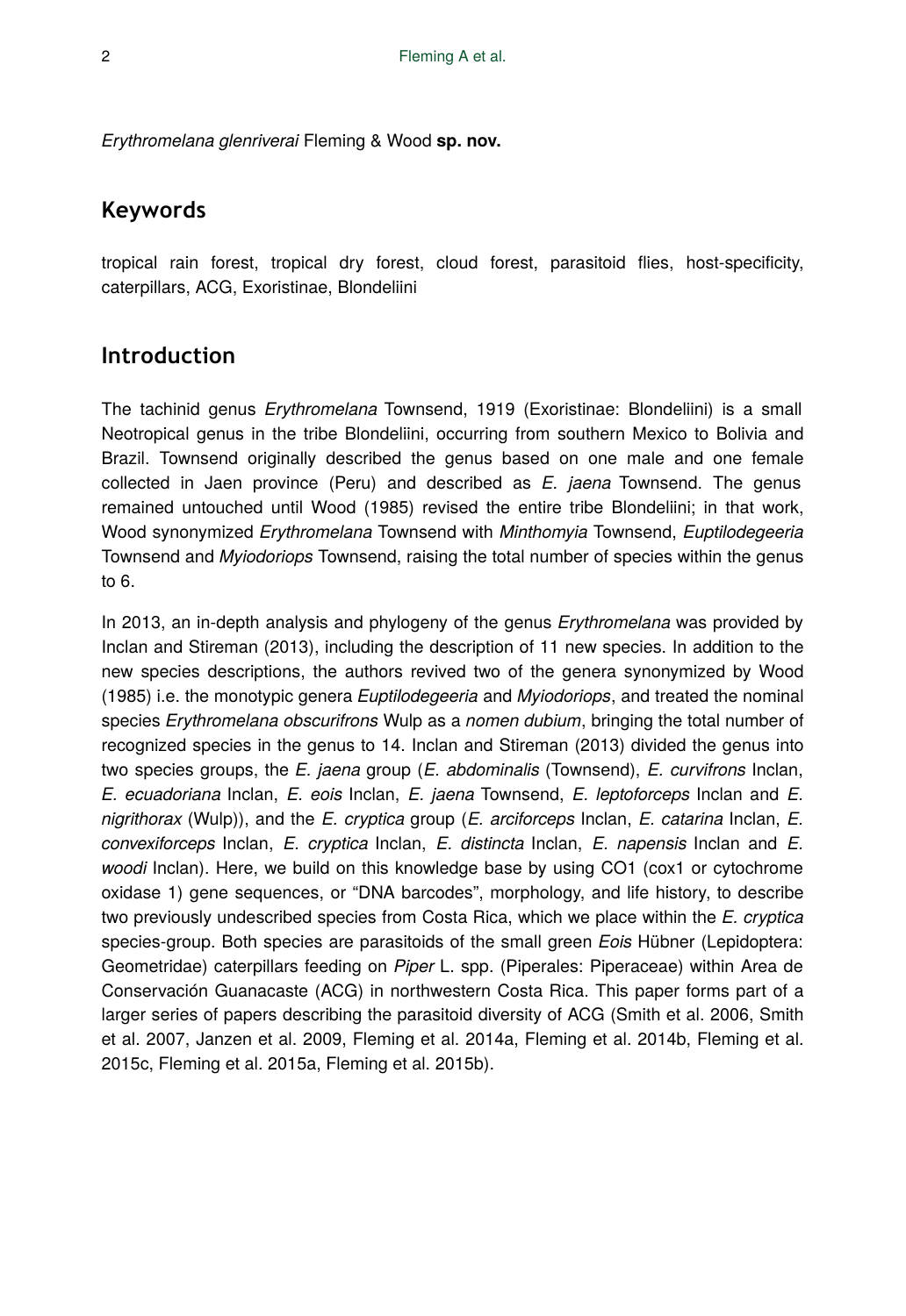*Erythromelana glenriverai* Fleming & Wood **sp. nov.**

## Keywords

tropical rain forest, tropical dry forest, cloud forest, parasitoid flies, host-specificity, caterpillars, ACG, Exoristinae, Blondeliini

## Introduction

The tachinid genus *Erythromelana* Townsend, 1919 (Exoristinae: Blondeliini) is a small Neotropical genus in the tribe Blondeliini, occurring from southern Mexico to Bolivia and Brazil. Townsend originally described the genus based on one male and one female collected in Jaen province (Peru) and described as *E. jaena* Townsend. The genus remained untouched until Wood (1985) revised the entire tribe Blondeliini; in that work, Wood synonymized *Erythromelana* Townsend with *Minthomyia* Townsend, *Euptilodegeeria* Townsend and *Myiodoriops* Townsend, raising the total number of species within the genus to 6.

In 2013, an in-depth analysis and phylogeny of the genus *Erythromelana* was provided by Inclan and Stireman (2013), including the description of 11 new species. In addition to the new species descriptions, the authors revived two of the genera synonymized by Wood (1985) i.e. the monotypic genera *Euptilodegeeria* and *Myiodoriops*, and treated the nominal species *Erythromelana obscurifrons* Wulp as a *nomen dubium*, bringing the total number of recognized species in the genus to 14. Inclan and Stireman (2013) divided the genus into two species groups, the *E. jaena* group (*E. abdominalis* (Townsend), *E. curvifrons* Inclan, *E. ecuadoriana* Inclan, *E. eois* Inclan, *E. jaena* Townsend, *E. leptoforceps* Inclan and *E. nigrithorax* (Wulp)), and the *E. cryptica* group (*E. arciforceps* Inclan, *E. catarina* Inclan, *E. convexiforceps* Inclan, *E. cryptica* Inclan, *E. distincta* Inclan, *E. napensis* Inclan and *E. woodi* Inclan). Here, we build on this knowledge base by using CO1 (cox1 or cytochrome oxidase 1) gene sequences, or "DNA barcodes", morphology, and life history, to describe two previously undescribed species from Costa Rica, which we place within the *E. cryptica* species-group. Both species are parasitoids of the small green *Eois* Hübner (Lepidoptera: Geometridae) caterpillars feeding on *Piper* L. spp. (Piperales: Piperaceae) within Area de Conservación Guanacaste (ACG) in northwestern Costa Rica. This paper forms part of a larger series of papers describing the parasitoid diversity of ACG (Smith et al. 2006, Smith et al. 2007, Janzen et al. 2009, Fleming et al. 2014a, Fleming et al. 2014b, Fleming et al. 2015c, Fleming et al. 2015a, Fleming et al. 2015b).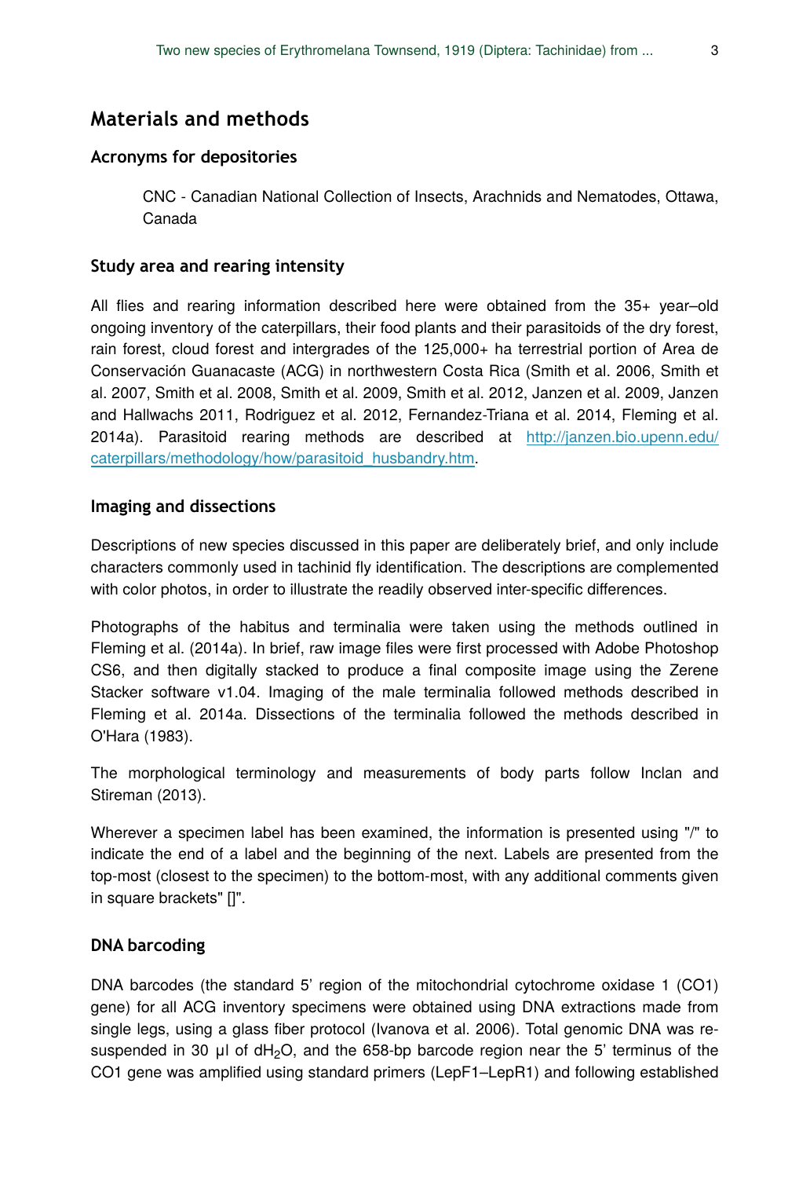## Materials and methods

### Acronyms for depositories

CNC - Canadian National Collection of Insects, Arachnids and Nematodes, Ottawa, Canada

### Study area and rearing intensity

All flies and rearing information described here were obtained from the 35+ year–old ongoing inventory of the caterpillars, their food plants and their parasitoids of the dry forest, rain forest, cloud forest and intergrades of the 125,000+ ha terrestrial portion of Area de Conservación Guanacaste (ACG) in northwestern Costa Rica (Smith et al. 2006, Smith et al. 2007, Smith et al. 2008, Smith et al. 2009, Smith et al. 2012, Janzen et al. 2009, Janzen and Hallwachs 2011, Rodriguez et al. 2012, Fernandez-Triana et al. 2014, Fleming et al. 2014a). Parasitoid rearing methods are described at http://janzen.bio.upenn.edu/caterpillars/methodology/how/parasitoid_husbandry.htm.

### Imaging and dissections

Descriptions of new species discussed in this paper are deliberately brief, and only include characters commonly used in tachinid fly identification. The descriptions are complemented with color photos, in order to illustrate the readily observed inter-specific differences.

Photographs of the habitus and terminalia were taken using the methods outlined in Fleming et al. (2014a). In brief, raw image files were first processed with Adobe Photoshop CS6, and then digitally stacked to produce a final composite image using the Zerene Stacker software v1.04. Imaging of the male terminalia followed methods described in Fleming et al. 2014a. Dissections of the terminalia followed the methods described in O'Hara (1983).

The morphological terminology and measurements of body parts follow Inclan and Stireman (2013).

Wherever a specimen label has been examined, the information is presented using "/" to indicate the end of a label and the beginning of the next. Labels are presented from the top-most (closest to the specimen) to the bottom-most, with any additional comments given in square brackets" []".

### DNA barcoding

DNA barcodes (the standard 5' region of the mitochondrial cytochrome oxidase 1 (CO1) gene) for all ACG inventory specimens were obtained using DNA extractions made from single legs, using a glass fiber protocol (Ivanova et al. 2006). Total genomic DNA was re-suspended in 30 μl of $dH_2O$, and the 658-bp barcode region near the 5' terminus of the CO1 gene was amplified using standard primers (LepF1–LepR1) and following established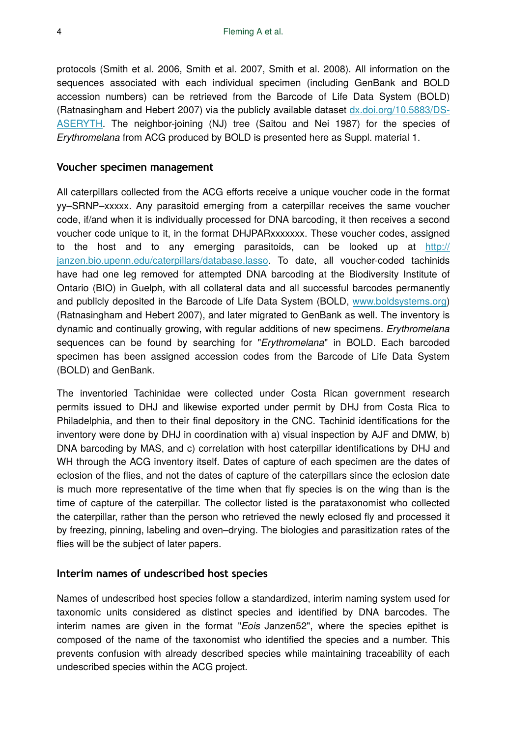protocols (Smith et al. 2006, Smith et al. 2007, Smith et al. 2008). All information on the sequences associated with each individual specimen (including GenBank and BOLD accession numbers) can be retrieved from the Barcode of Life Data System (BOLD) (Ratnasingham and Hebert 2007) via the publicly available dataset dx.doi.org/10.5883/DS-ASERYTH. The neighbor-joining (NJ) tree (Saitou and Nei 1987) for the species of *Erythromelana* from ACG produced by BOLD is presented here as Suppl. material 1.

### Voucher specimen management

All caterpillars collected from the ACG efforts receive a unique voucher code in the format yy–SRNP–xxxxx. Any parasitoid emerging from a caterpillar receives the same voucher code, if/and when it is individually processed for DNA barcoding, it then receives a second voucher code unique to it, in the format DHJPARxxxxxxx. These voucher codes, assigned to the host and to any emerging parasitoids, can be looked up at http://janzen.bio.upenn.edu/caterpillars/database.lasso. To date, all voucher-coded tachinids have had one leg removed for attempted DNA barcoding at the Biodiversity Institute of Ontario (BIO) in Guelph, with all collateral data and all successful barcodes permanently and publicly deposited in the Barcode of Life Data System (BOLD, www.boldsystems.org) (Ratnasingham and Hebert 2007), and later migrated to GenBank as well. The inventory is dynamic and continually growing, with regular additions of new specimens. *Erythromelana* sequences can be found by searching for "*Erythromelana*" in BOLD. Each barcoded specimen has been assigned accession codes from the Barcode of Life Data System (BOLD) and GenBank.

The inventoried Tachinidae were collected under Costa Rican government research permits issued to DHJ and likewise exported under permit by DHJ from Costa Rica to Philadelphia, and then to their final depository in the CNC. Tachinid identifications for the inventory were done by DHJ in coordination with a) visual inspection by AJF and DMW, b) DNA barcoding by MAS, and c) correlation with host caterpillar identifications by DHJ and WH through the ACG inventory itself. Dates of capture of each specimen are the dates of eclosion of the flies, and not the dates of capture of the caterpillars since the eclosion date is much more representative of the time when that fly species is on the wing than is the time of capture of the caterpillar. The collector listed is the parataxonomist who collected the caterpillar, rather than the person who retrieved the newly eclosed fly and processed it by freezing, pinning, labeling and oven–drying. The biologies and parasitization rates of the flies will be the subject of later papers.

### Interim names of undescribed host species

Names of undescribed host species follow a standardized, interim naming system used for taxonomic units considered as distinct species and identified by DNA barcodes. The interim names are given in the format "*Eois* Janzen52", where the species epithet is composed of the name of the taxonomist who identified the species and a number. This prevents confusion with already described species while maintaining traceability of each undescribed species within the ACG project.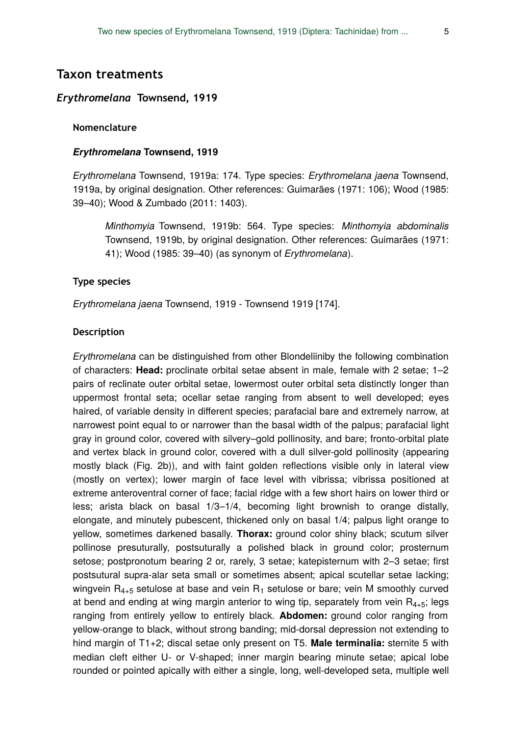## Taxon treatments

### *Erythromelana* Townsend, 1919

#### Nomenclature

***Erythromelana* Townsend, 1919**

*Erythromelana* Townsend, 1919a: 174. Type species: *Erythromelana jaena* Townsend, 1919a, by original designation. Other references: Guimarães (1971: 106); Wood (1985: 39–40); Wood & Zumbado (2011: 1403).

> *Minthomyia* Townsend, 1919b: 564. Type species: *Minthomyia abdominalis* Townsend, 1919b, by original designation. Other references: Guimarães (1971: 41); Wood (1985: 39–40) (as synonym of *Erythromelana*).

#### Type species

*Erythromelana jaena* Townsend, 1919 - Townsend 1919 [174].

#### Description

*Erythromelana* can be distinguished from other Blondeliiniby the following combination of characters: **Head:** proclinate orbital setae absent in male, female with 2 setae; 1–2 pairs of reclinate outer orbital setae, lowermost outer orbital seta distinctly longer than uppermost frontal seta; ocellar setae ranging from absent to well developed; eyes haired, of variable density in different species; parafacial bare and extremely narrow, at narrowest point equal to or narrower than the basal width of the palpus; parafacial light gray in ground color, covered with silvery–gold pollinosity, and bare; fronto-orbital plate and vertex black in ground color, covered with a dull silver-gold pollinosity (appearing mostly black (Fig. 2b)), and with faint golden reflections visible only in lateral view (mostly on vertex); lower margin of face level with vibrissa; vibrissa positioned at extreme anteroventral corner of face; facial ridge with a few short hairs on lower third or less; arista black on basal 1/3–1/4, becoming light brownish to orange distally, elongate, and minutely pubescent, thickened only on basal 1/4; palpus light orange to yellow, sometimes darkened basally. **Thorax:** ground color shiny black; scutum silver pollinose presuturally, postsuturally a polished black in ground color; prosternum setose; postpronotum bearing 2 or, rarely, 3 setae; katepisternum with 2–3 setae; first postsutural supra-alar seta small or sometimes absent; apical scutellar setae lacking; wingvein $R_{4+5}$ setulose at base and vein $R_1$ setulose or bare; vein M smoothly curved at bend and ending at wing margin anterior to wing tip, separately from vein $R_{4+5}$; legs ranging from entirely yellow to entirely black. **Abdomen:** ground color ranging from yellow-orange to black, without strong banding; mid-dorsal depression not extending to hind margin of T1+2; discal setae only present on T5. **Male terminalia:** sternite 5 with median cleft either U- or V-shaped; inner margin bearing minute setae; apical lobe rounded or pointed apically with either a single, long, well-developed seta, multiple well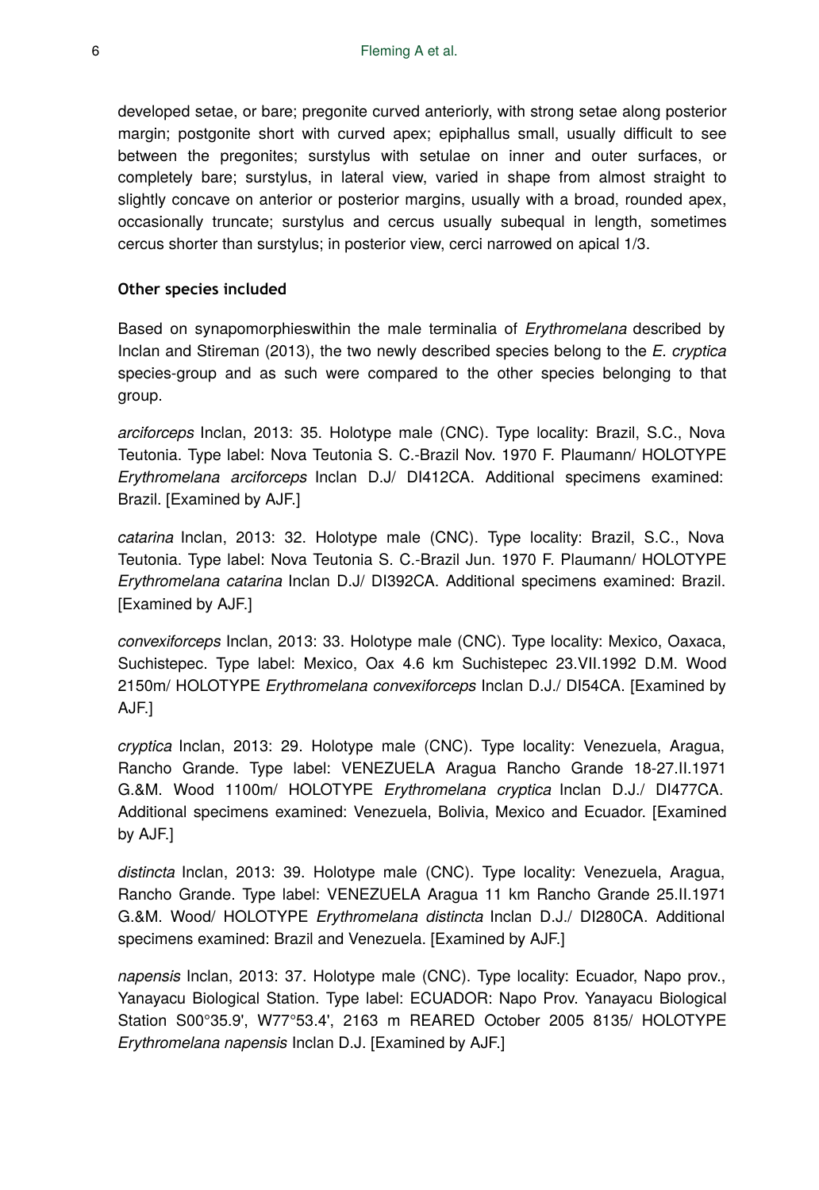developed setae, or bare; pregonite curved anteriorly, with strong setae along posterior margin; postgonite short with curved apex; epiphallus small, usually difficult to see between the pregonites; surstylus with setulae on inner and outer surfaces, or completely bare; surstylus, in lateral view, varied in shape from almost straight to slightly concave on anterior or posterior margins, usually with a broad, rounded apex, occasionally truncate; surstylus and cercus usually subequal in length, sometimes cercus shorter than surstylus; in posterior view, cerci narrowed on apical 1/3.

### Other species included

Based on synapomorphieswithin the male terminalia of *Erythromelana* described by Inclan and Stireman (2013), the two newly described species belong to the *E. cryptica* species-group and as such were compared to the other species belonging to that group.

*arciforceps* Inclan, 2013: 35. Holotype male (CNC). Type locality: Brazil, S.C., Nova Teutonia. Type label: Nova Teutonia S. C.-Brazil Nov. 1970 F. Plaumann/ HOLOTYPE *Erythromelana arciforceps* Inclan D.J/ DI412CA. Additional specimens examined: Brazil. [Examined by AJF.]

*catarina* Inclan, 2013: 32. Holotype male (CNC). Type locality: Brazil, S.C., Nova Teutonia. Type label: Nova Teutonia S. C.-Brazil Jun. 1970 F. Plaumann/ HOLOTYPE *Erythromelana catarina* Inclan D.J/ DI392CA. Additional specimens examined: Brazil. [Examined by AJF.]

*convexiforceps* Inclan, 2013: 33. Holotype male (CNC). Type locality: Mexico, Oaxaca, Suchistepec. Type label: Mexico, Oax 4.6 km Suchistepec 23.VII.1992 D.M. Wood 2150m/ HOLOTYPE *Erythromelana convexiforceps* Inclan D.J./ DI54CA. [Examined by AJF.]

*cryptica* Inclan, 2013: 29. Holotype male (CNC). Type locality: Venezuela, Aragua, Rancho Grande. Type label: VENEZUELA Aragua Rancho Grande 18-27.II.1971 G.&M. Wood 1100m/ HOLOTYPE *Erythromelana cryptica* Inclan D.J./ DI477CA. Additional specimens examined: Venezuela, Bolivia, Mexico and Ecuador. [Examined by AJF.]

*distincta* Inclan, 2013: 39. Holotype male (CNC). Type locality: Venezuela, Aragua, Rancho Grande. Type label: VENEZUELA Aragua 11 km Rancho Grande 25.II.1971 G.&M. Wood/ HOLOTYPE *Erythromelana distincta* Inclan D.J./ DI280CA. Additional specimens examined: Brazil and Venezuela. [Examined by AJF.]

*napensis* Inclan, 2013: 37. Holotype male (CNC). Type locality: Ecuador, Napo prov., Yanayacu Biological Station. Type label: ECUADOR: Napo Prov. Yanayacu Biological Station S00°35.9', W77°53.4', 2163 m REARED October 2005 8135/ HOLOTYPE *Erythromelana napensis* Inclan D.J. [Examined by AJF.]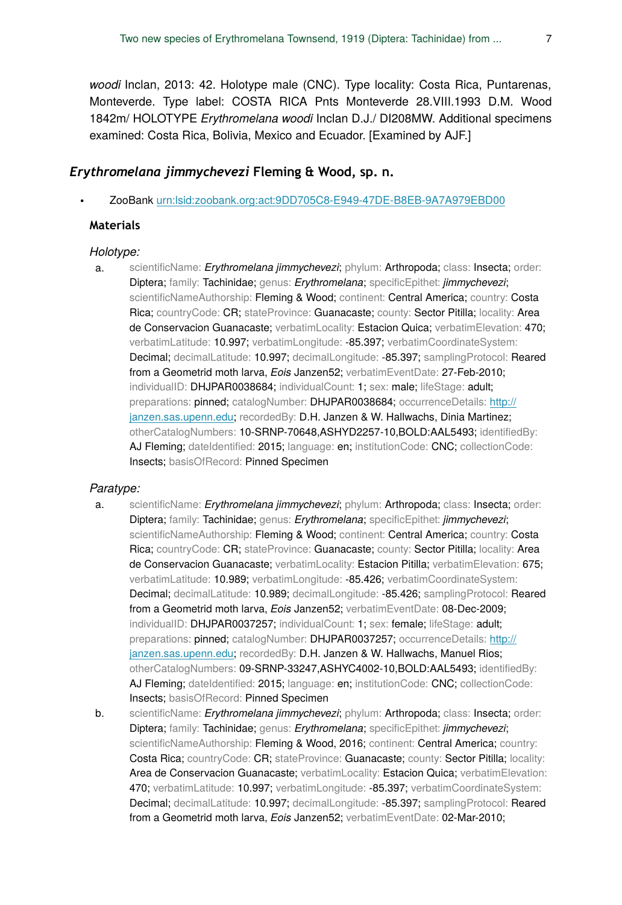*woodi* Inclan, 2013: 42. Holotype male (CNC). Type locality: Costa Rica, Puntarenas, Monteverde. Type label: COSTA RICA Pnts Monteverde 28.VIII.1993 D.M. Wood 1842m/ HOLOTYPE *Erythromelana woodi* Inclan D.J./ DI208MW. Additional specimens examined: Costa Rica, Bolivia, Mexico and Ecuador. [Examined by AJF.]

## *Erythromelana jimmychevezi* Fleming & Wood, sp. n.

- ZooBank urn:lsid:zoobank.org:act:9DD705C8-E949-47DE-B8EB-9A7A979EBD00

### Materials

*Holotype:*

a. scientificName: *Erythromelana jimmychevezi*; phylum: Arthropoda; class: Insecta; order: Diptera; family: Tachinidae; genus: *Erythromelana*; specificEpithet: *jimmychevezi*; scientificNameAuthorship: Fleming & Wood; continent: Central America; country: Costa Rica; countryCode: CR; stateProvince: Guanacaste; county: Sector Pitilla; locality: Area de Conservacion Guanacaste; verbatimLocality: Estacion Quica; verbatimElevation: 470; verbatimLatitude: 10.997; verbatimLongitude: -85.397; verbatimCoordinateSystem: Decimal; decimalLatitude: 10.997; decimalLongitude: -85.397; samplingProtocol: Reared from a Geometrid moth larva, *Eois* Janzen52; verbatimEventDate: 27-Feb-2010; individualID: DHJPAR0038684; individualCount: 1; sex: male; lifeStage: adult; preparations: pinned; catalogNumber: DHJPAR0038684; occurrenceDetails: http://janzen.sas.upenn.edu; recordedBy: D.H. Janzen & W. Hallwachs, Dinia Martinez; otherCatalogNumbers: 10-SRNP-70648,ASHYD2257-10,BOLD:AAL5493; identifiedBy: AJ Fleming; dateIdentified: 2015; language: en; institutionCode: CNC; collectionCode: Insects; basisOfRecord: Pinned Specimen

*Paratype:*

a. scientificName: *Erythromelana jimmychevezi*; phylum: Arthropoda; class: Insecta; order: Diptera; family: Tachinidae; genus: *Erythromelana*; specificEpithet: *jimmychevezi*; scientificNameAuthorship: Fleming & Wood; continent: Central America; country: Costa Rica; countryCode: CR; stateProvince: Guanacaste; county: Sector Pitilla; locality: Area de Conservacion Guanacaste; verbatimLocality: Estacion Pitilla; verbatimElevation: 675; verbatimLatitude: 10.989; verbatimLongitude: -85.426; verbatimCoordinateSystem: Decimal; decimalLatitude: 10.989; decimalLongitude: -85.426; samplingProtocol: Reared from a Geometrid moth larva, *Eois* Janzen52; verbatimEventDate: 08-Dec-2009; individualID: DHJPAR0037257; individualCount: 1; sex: female; lifeStage: adult; preparations: pinned; catalogNumber: DHJPAR0037257; occurrenceDetails: http://janzen.sas.upenn.edu; recordedBy: D.H. Janzen & W. Hallwachs, Manuel Rios; otherCatalogNumbers: 09-SRNP-33247,ASHYC4002-10,BOLD:AAL5493; identifiedBy: AJ Fleming; dateIdentified: 2015; language: en; institutionCode: CNC; collectionCode: Insects; basisOfRecord: Pinned Specimen

b. scientificName: *Erythromelana jimmychevezi*; phylum: Arthropoda; class: Insecta; order: Diptera; family: Tachinidae; genus: *Erythromelana*; specificEpithet: *jimmychevezi*; scientificNameAuthorship: Fleming & Wood, 2016; continent: Central America; country: Costa Rica; countryCode: CR; stateProvince: Guanacaste; county: Sector Pitilla; locality: Area de Conservacion Guanacaste; verbatimLocality: Estacion Quica; verbatimElevation: 470; verbatimLatitude: 10.997; verbatimLongitude: -85.397; verbatimCoordinateSystem: Decimal; decimalLatitude: 10.997; decimalLongitude: -85.397; samplingProtocol: Reared from a Geometrid moth larva, *Eois* Janzen52; verbatimEventDate: 02-Mar-2010;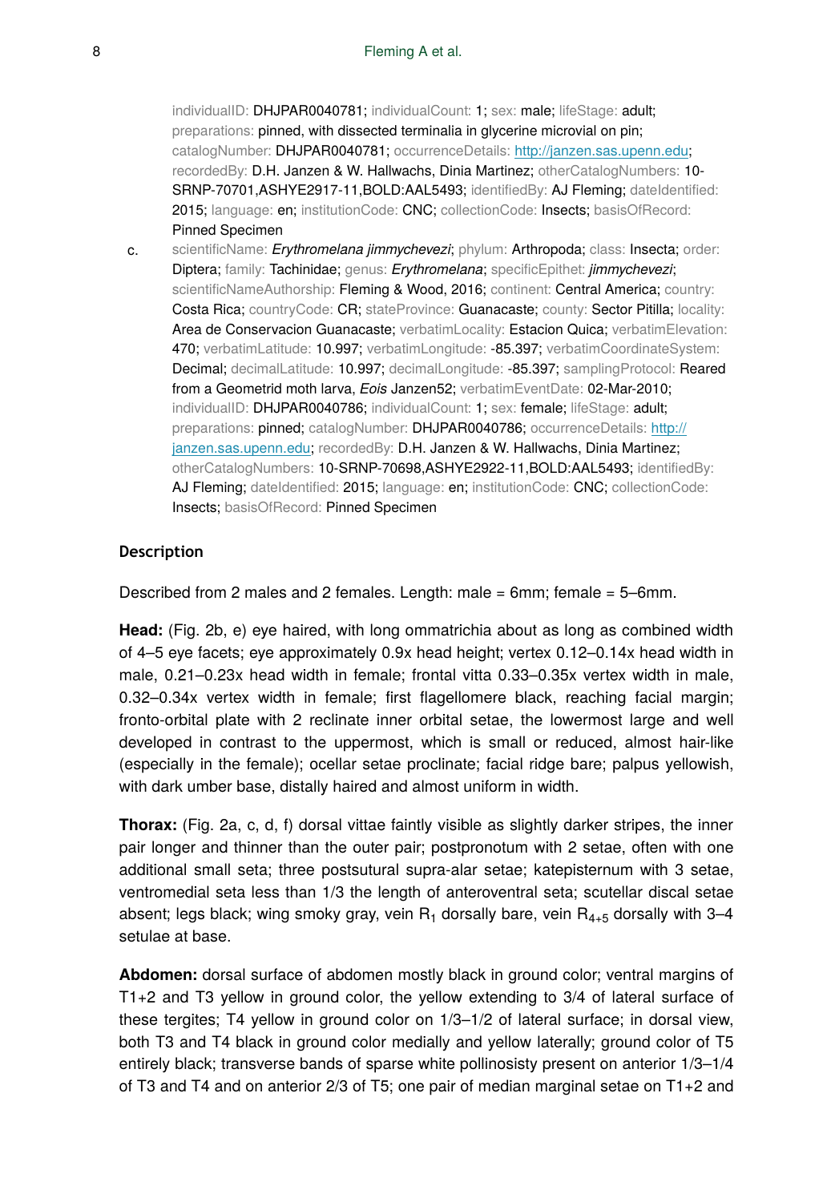individualID: DHJPAR0040781; individualCount: 1; sex: male; lifeStage: adult; preparations: pinned, with dissected terminalia in glycerine microvial on pin; catalogNumber: DHJPAR0040781; occurrenceDetails: http://janzen.sas.upenn.edu; recordedBy: D.H. Janzen & W. Hallwachs, Dinia Martinez; otherCatalogNumbers: 10-SRNP-70701,ASHYE2917-11,BOLD:AAL5493; identifiedBy: AJ Fleming; dateIdentified: 2015; language: en; institutionCode: CNC; collectionCode: Insects; basisOfRecord: Pinned Specimen

c. scientificName: *Erythromelana jimmychevezi*; phylum: Arthropoda; class: Insecta; order: Diptera; family: Tachinidae; genus: *Erythromelana*; specificEpithet: *jimmychevezi*; scientificNameAuthorship: Fleming & Wood, 2016; continent: Central America; country: Costa Rica; countryCode: CR; stateProvince: Guanacaste; county: Sector Pitilla; locality: Area de Conservacion Guanacaste; verbatimLocality: Estacion Quica; verbatimElevation: 470; verbatimLatitude: 10.997; verbatimLongitude: -85.397; verbatimCoordinateSystem: Decimal; decimalLatitude: 10.997; decimalLongitude: -85.397; samplingProtocol: Reared from a Geometrid moth larva, *Eois* Janzen52; verbatimEventDate: 02-Mar-2010; individualID: DHJPAR0040786; individualCount: 1; sex: female; lifeStage: adult; preparations: pinned; catalogNumber: DHJPAR0040786; occurrenceDetails: http://janzen.sas.upenn.edu; recordedBy: D.H. Janzen & W. Hallwachs, Dinia Martinez; otherCatalogNumbers: 10-SRNP-70698,ASHYE2922-11,BOLD:AAL5493; identifiedBy: AJ Fleming; dateIdentified: 2015; language: en; institutionCode: CNC; collectionCode: Insects; basisOfRecord: Pinned Specimen

## Description

Described from 2 males and 2 females. Length: male = 6mm; female = 5–6mm.

**Head:** (Fig. 2b, e) eye haired, with long ommatrichia about as long as combined width of 4–5 eye facets; eye approximately 0.9x head height; vertex 0.12–0.14x head width in male, 0.21–0.23x head width in female; frontal vitta 0.33–0.35x vertex width in male, 0.32–0.34x vertex width in female; first flagellomere black, reaching facial margin; fronto-orbital plate with 2 reclinate inner orbital setae, the lowermost large and well developed in contrast to the uppermost, which is small or reduced, almost hair-like (especially in the female); ocellar setae proclinate; facial ridge bare; palpus yellowish, with dark umber base, distally haired and almost uniform in width.

**Thorax:** (Fig. 2a, c, d, f) dorsal vittae faintly visible as slightly darker stripes, the inner pair longer and thinner than the outer pair; postpronotum with 2 setae, often with one additional small seta; three postsutural supra-alar setae; katepisternum with 3 setae, ventromedial seta less than 1/3 the length of anteroventral seta; scutellar discal setae absent; legs black; wing smoky gray, vein $R_1$ dorsally bare, vein $R_{4+5}$ dorsally with 3–4 setulae at base.

**Abdomen:** dorsal surface of abdomen mostly black in ground color; ventral margins of T1+2 and T3 yellow in ground color, the yellow extending to 3/4 of lateral surface of these tergites; T4 yellow in ground color on 1/3–1/2 of lateral surface; in dorsal view, both T3 and T4 black in ground color medially and yellow laterally; ground color of T5 entirely black; transverse bands of sparse white pollinosity present on anterior 1/3–1/4 of T3 and T4 and on anterior 2/3 of T5; one pair of median marginal setae on T1+2 and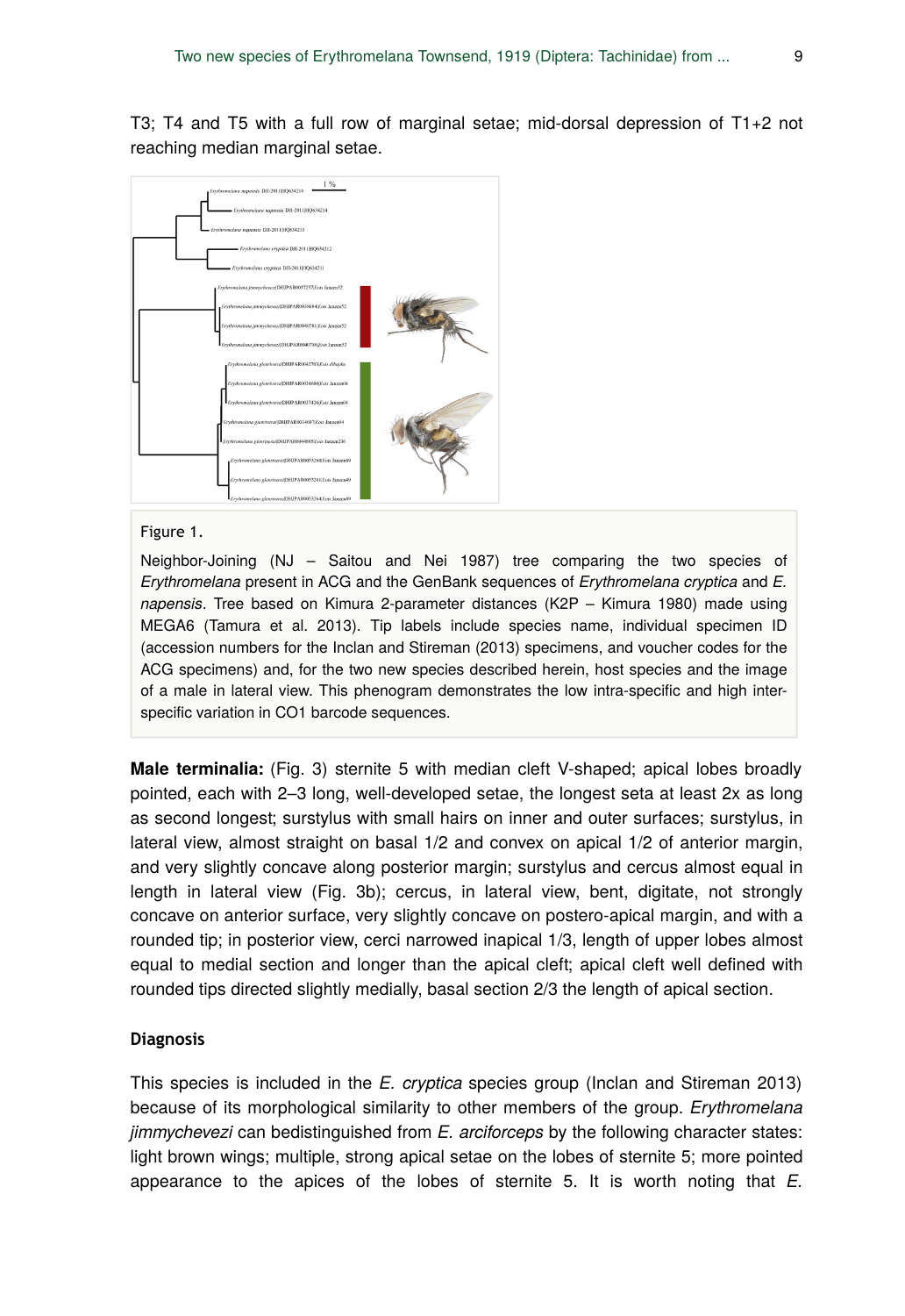T3; T4 and T5 with a full row of marginal setae; mid-dorsal depression of T1+2 not reaching median marginal setae.

Figure 1.

Neighbor-Joining (NJ – Saitou and Nei 1987) tree comparing the two species of *Erythromelana* present in ACG and the GenBank sequences of *Erythromelana cryptica* and *E. napensis*. Tree based on Kimura 2-parameter distances (K2P – Kimura 1980) made using MEGA6 (Tamura et al. 2013). Tip labels include species name, individual specimen ID (accession numbers for the Inclan and Stireman (2013) specimens, and voucher codes for the ACG specimens) and, for the two new species described herein, host species and the image of a male in lateral view. This phenogram demonstrates the low intra-specific and high inter-specific variation in CO1 barcode sequences.

**Male terminalia:** (Fig. 3) sternite 5 with median cleft V-shaped; apical lobes broadly pointed, each with 2–3 long, well-developed setae, the longest seta at least 2x as long as second longest; surstylus with small hairs on inner and outer surfaces; surstylus, in lateral view, almost straight on basal 1/2 and convex on apical 1/2 of anterior margin, and very slightly concave along posterior margin; surstylus and cercus almost equal in length in lateral view (Fig. 3b); cercus, in lateral view, bent, digitate, not strongly concave on anterior surface, very slightly concave on postero-apical margin, and with a rounded tip; in posterior view, cerci narrowed inapical 1/3, length of upper lobes almost equal to medial section and longer than the apical cleft; apical cleft well defined with rounded tips directed slightly medially, basal section 2/3 the length of apical section.

### Diagnosis

This species is included in the *E. cryptica* species group (Inclan and Stireman 2013) because of its morphological similarity to other members of the group. *Erythromelana jimmychevezi* can bedistinguished from *E. arciforceps* by the following character states: light brown wings; multiple, strong apical setae on the lobes of sternite 5; more pointed appearance to the apices of the lobes of sternite 5. It is worth noting that *E.*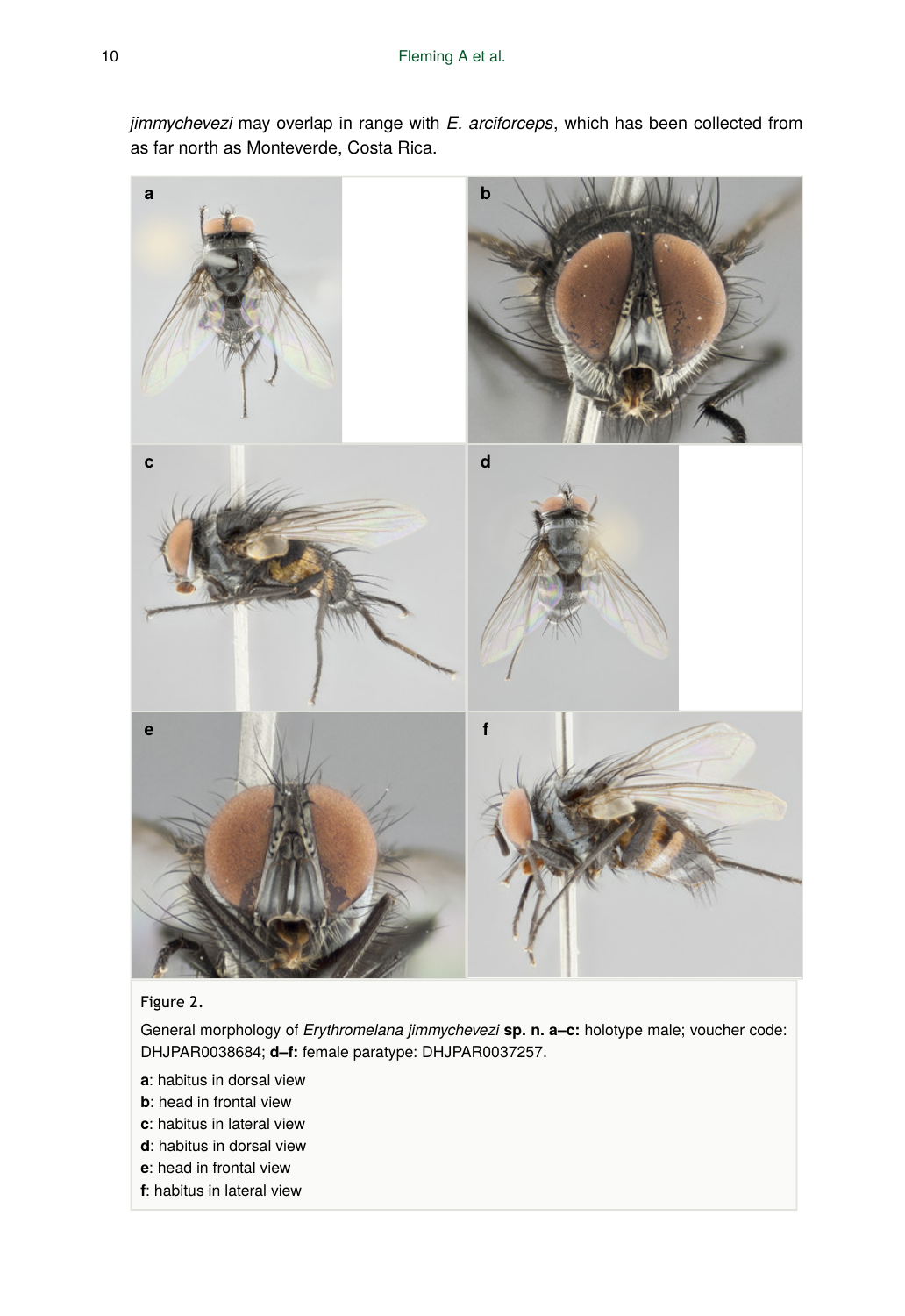*jimmychevezi* may overlap in range with *E. arciforceps*, which has been collected from as far north as Monteverde, Costa Rica.

Figure 2.

General morphology of *Erythromelana jimmychevezi* **sp. n. a–c:** holotype male; voucher code: DHJPAR0038684; **d–f:** female paratype: DHJPAR0037257.

- **a**: habitus in dorsal view
- **b**: head in frontal view
- **c**: habitus in lateral view
- **d**: habitus in dorsal view
- **e**: head in frontal view
- **f**: habitus in lateral view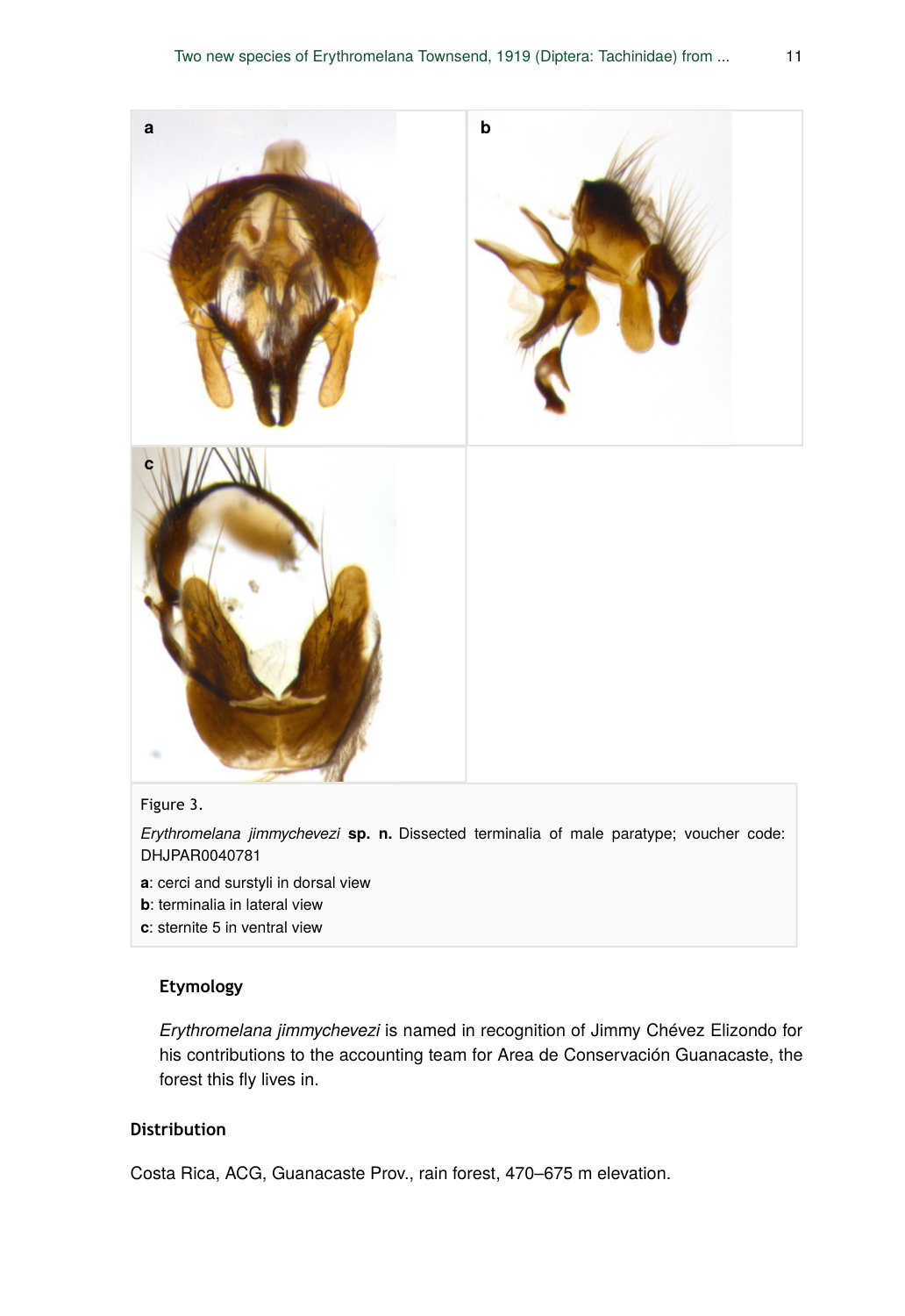Figure 3.

*Erythromelana jimmychevezi* **sp. n.** Dissected terminalia of male paratype; voucher code: DHJPAR0040781

**a**: cerci and surstyli in dorsal view

**b**: terminalia in lateral view

**c**: sternite 5 in ventral view

### Etymology

*Erythromelana jimmychevezi* is named in recognition of Jimmy Chévez Elizondo for his contributions to the accounting team for Area de Conservación Guanacaste, the forest this fly lives in.

## Distribution

Costa Rica, ACG, Guanacaste Prov., rain forest, 470–675 m elevation.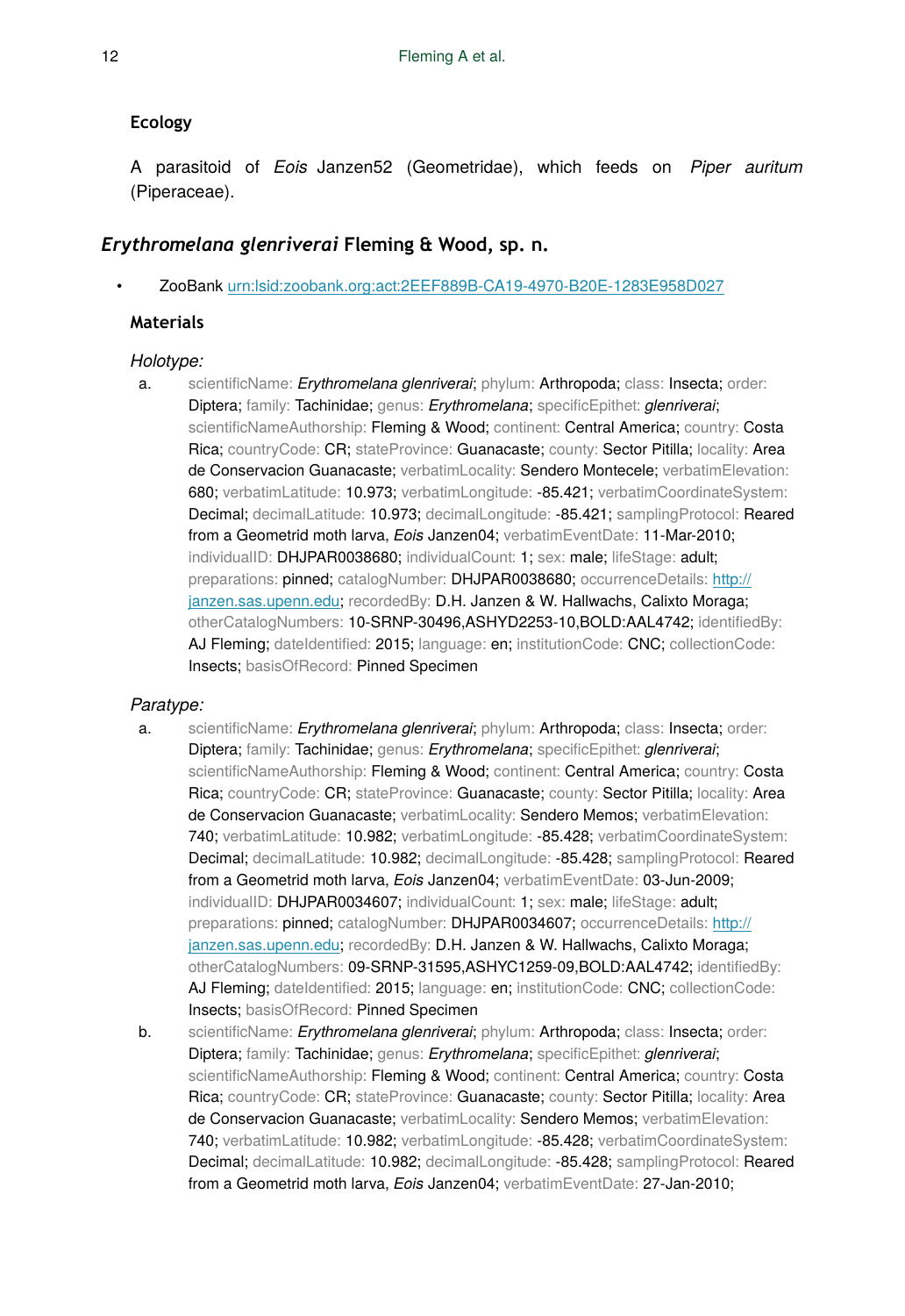### Ecology

A parasitoid of *Eois* Janzen52 (Geometridae), which feeds on *Piper auritum* (Piperaceae).

## *Erythromelana glenriverai* Fleming & Wood, sp. n.

- ZooBank urn:lsid:zoobank.org:act:2EEF889B-CA19-4970-B20E-1283E958D027

### Materials

*Holotype:*

a. scientificName: *Erythromelana glenriverai*; phylum: Arthropoda; class: Insecta; order: Diptera; family: Tachinidae; genus: *Erythromelana*; specificEpithet: *glenriverai*; scientificNameAuthorship: Fleming & Wood; continent: Central America; country: Costa Rica; countryCode: CR; stateProvince: Guanacaste; county: Sector Pitilla; locality: Area de Conservacion Guanacaste; verbatimLocality: Sendero Montecele; verbatimElevation: 680; verbatimLatitude: 10.973; verbatimLongitude: -85.421; verbatimCoordinateSystem: Decimal; decimalLatitude: 10.973; decimalLongitude: -85.421; samplingProtocol: Reared from a Geometrid moth larva, *Eois* Janzen04; verbatimEventDate: 11-Mar-2010; individualID: DHJPAR0038680; individualCount: 1; sex: male; lifeStage: adult; preparations: pinned; catalogNumber: DHJPAR0038680; occurrenceDetails: http://janzen.sas.upenn.edu; recordedBy: D.H. Janzen & W. Hallwachs, Calixto Moraga; otherCatalogNumbers: 10-SRNP-30496,ASHYD2253-10,BOLD:AAL4742; identifiedBy: AJ Fleming; dateIdentified: 2015; language: en; institutionCode: CNC; collectionCode: Insects; basisOfRecord: Pinned Specimen

*Paratype:*

a. scientificName: *Erythromelana glenriverai*; phylum: Arthropoda; class: Insecta; order: Diptera; family: Tachinidae; genus: *Erythromelana*; specificEpithet: *glenriverai*; scientificNameAuthorship: Fleming & Wood; continent: Central America; country: Costa Rica; countryCode: CR; stateProvince: Guanacaste; county: Sector Pitilla; locality: Area de Conservacion Guanacaste; verbatimLocality: Sendero Memos; verbatimElevation: 740; verbatimLatitude: 10.982; verbatimLongitude: -85.428; verbatimCoordinateSystem: Decimal; decimalLatitude: 10.982; decimalLongitude: -85.428; samplingProtocol: Reared from a Geometrid moth larva, *Eois* Janzen04; verbatimEventDate: 03-Jun-2009; individualID: DHJPAR0034607; individualCount: 1; sex: male; lifeStage: adult; preparations: pinned; catalogNumber: DHJPAR0034607; occurrenceDetails: http://janzen.sas.upenn.edu; recordedBy: D.H. Janzen & W. Hallwachs, Calixto Moraga; otherCatalogNumbers: 09-SRNP-31595,ASHYC1259-09,BOLD:AAL4742; identifiedBy: AJ Fleming; dateIdentified: 2015; language: en; institutionCode: CNC; collectionCode: Insects; basisOfRecord: Pinned Specimen

b. scientificName: *Erythromelana glenriverai*; phylum: Arthropoda; class: Insecta; order: Diptera; family: Tachinidae; genus: *Erythromelana*; specificEpithet: *glenriverai*; scientificNameAuthorship: Fleming & Wood; continent: Central America; country: Costa Rica; countryCode: CR; stateProvince: Guanacaste; county: Sector Pitilla; locality: Area de Conservacion Guanacaste; verbatimLocality: Sendero Memos; verbatimElevation: 740; verbatimLatitude: 10.982; verbatimLongitude: -85.428; verbatimCoordinateSystem: Decimal; decimalLatitude: 10.982; decimalLongitude: -85.428; samplingProtocol: Reared from a Geometrid moth larva, *Eois* Janzen04; verbatimEventDate: 27-Jan-2010;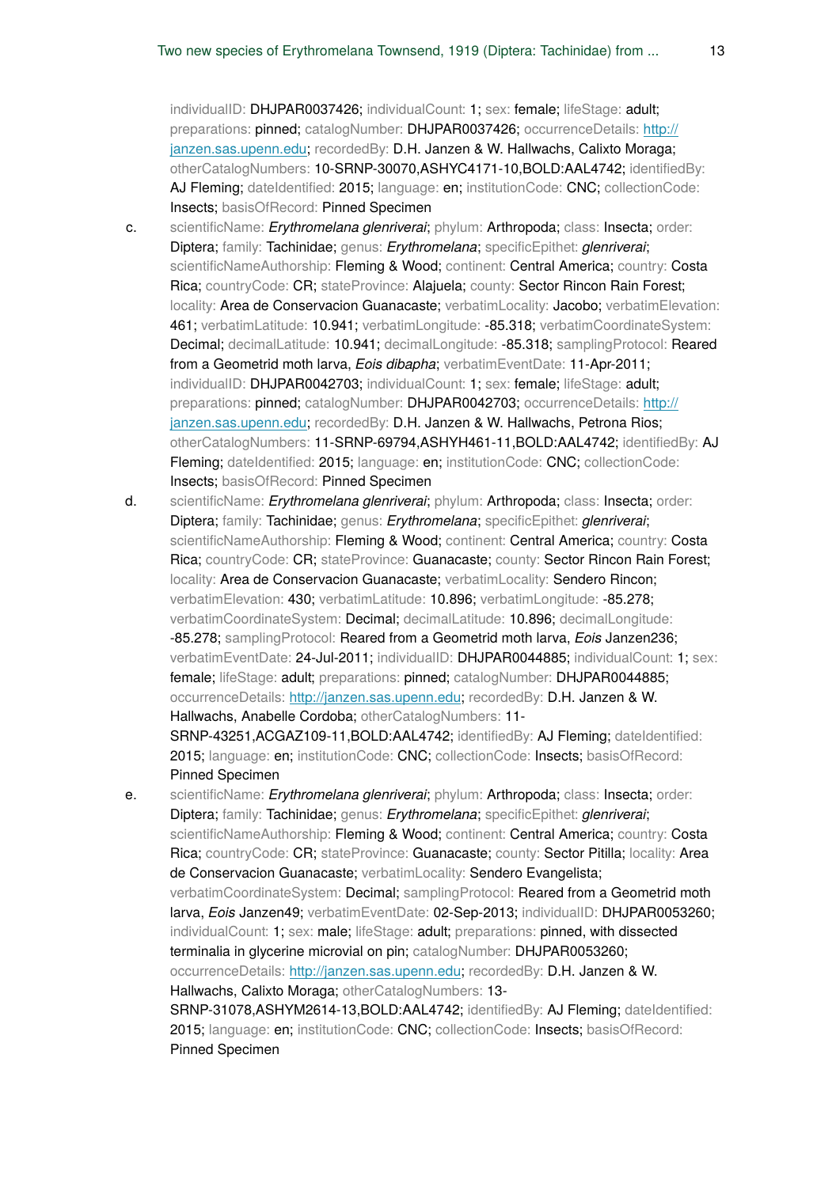individualID: DHJPAR0037426; individualCount: 1; sex: female; lifeStage: adult; preparations: pinned; catalogNumber: DHJPAR0037426; occurrenceDetails: http://janzen.sas.upenn.edu; recordedBy: D.H. Janzen & W. Hallwachs, Calixto Moraga; otherCatalogNumbers: 10-SRNP-30070,ASHYC4171-10,BOLD:AAL4742; identifiedBy: AJ Fleming; dateIdentified: 2015; language: en; institutionCode: CNC; collectionCode: Insects; basisOfRecord: Pinned Specimen

c. scientificName: ***Erythromelana glenriverai***; phylum: Arthropoda; class: Insecta; order: Diptera; family: Tachinidae; genus: *Erythromelana*; specificEpithet: *glenriverai*; scientificNameAuthorship: Fleming & Wood; continent: Central America; country: Costa Rica; countryCode: CR; stateProvince: Alajuela; county: Sector Rincon Rain Forest; locality: Area de Conservacion Guanacaste; verbatimLocality: Jacobo; verbatimElevation: 461; verbatimLatitude: 10.941; verbatimLongitude: -85.318; verbatimCoordinateSystem: Decimal; decimalLatitude: 10.941; decimalLongitude: -85.318; samplingProtocol: Reared from a Geometrid moth larva, *Eois dibapha*; verbatimEventDate: 11-Apr-2011; individualID: DHJPAR0042703; individualCount: 1; sex: female; lifeStage: adult; preparations: pinned; catalogNumber: DHJPAR0042703; occurrenceDetails: http://janzen.sas.upenn.edu; recordedBy: D.H. Janzen & W. Hallwachs, Petrona Rios; otherCatalogNumbers: 11-SRNP-69794,ASHYH461-11,BOLD:AAL4742; identifiedBy: AJ Fleming; dateIdentified: 2015; language: en; institutionCode: CNC; collectionCode: Insects; basisOfRecord: Pinned Specimen

d. scientificName: ***Erythromelana glenriverai***; phylum: Arthropoda; class: Insecta; order: Diptera; family: Tachinidae; genus: *Erythromelana*; specificEpithet: *glenriverai*; scientificNameAuthorship: Fleming & Wood; continent: Central America; country: Costa Rica; countryCode: CR; stateProvince: Guanacaste; county: Sector Rincon Rain Forest; locality: Area de Conservacion Guanacaste; verbatimLocality: Sendero Rincon; verbatimElevation: 430; verbatimLatitude: 10.896; verbatimLongitude: -85.278; verbatimCoordinateSystem: Decimal; decimalLatitude: 10.896; decimalLongitude: -85.278; samplingProtocol: Reared from a Geometrid moth larva, *Eois* Janzen236; verbatimEventDate: 24-Jul-2011; individualID: DHJPAR0044885; individualCount: 1; sex: female; lifeStage: adult; preparations: pinned; catalogNumber: DHJPAR0044885; occurrenceDetails: http://janzen.sas.upenn.edu; recordedBy: D.H. Janzen & W. Hallwachs, Anabelle Cordoba; otherCatalogNumbers: 11-SRNP-43251,ACGAZ109-11,BOLD:AAL4742; identifiedBy: AJ Fleming; dateIdentified: 2015; language: en; institutionCode: CNC; collectionCode: Insects; basisOfRecord: Pinned Specimen

e. scientificName: ***Erythromelana glenriverai***; phylum: Arthropoda; class: Insecta; order: Diptera; family: Tachinidae; genus: *Erythromelana*; specificEpithet: *glenriverai*; scientificNameAuthorship: Fleming & Wood; continent: Central America; country: Costa Rica; countryCode: CR; stateProvince: Guanacaste; county: Sector Pitilla; locality: Area de Conservacion Guanacaste; verbatimLocality: Sendero Evangelista; verbatimCoordinateSystem: Decimal; samplingProtocol: Reared from a Geometrid moth larva, *Eois* Janzen49; verbatimEventDate: 02-Sep-2013; individualID: DHJPAR0053260; individualCount: 1; sex: male; lifeStage: adult; preparations: pinned, with dissected terminalia in glycerine microvial on pin; catalogNumber: DHJPAR0053260; occurrenceDetails: http://janzen.sas.upenn.edu; recordedBy: D.H. Janzen & W. Hallwachs, Calixto Moraga; otherCatalogNumbers: 13-SRNP-31078,ASHYM2614-13,BOLD:AAL4742; identifiedBy: AJ Fleming; dateIdentified: 2015; language: en; institutionCode: CNC; collectionCode: Insects; basisOfRecord: Pinned Specimen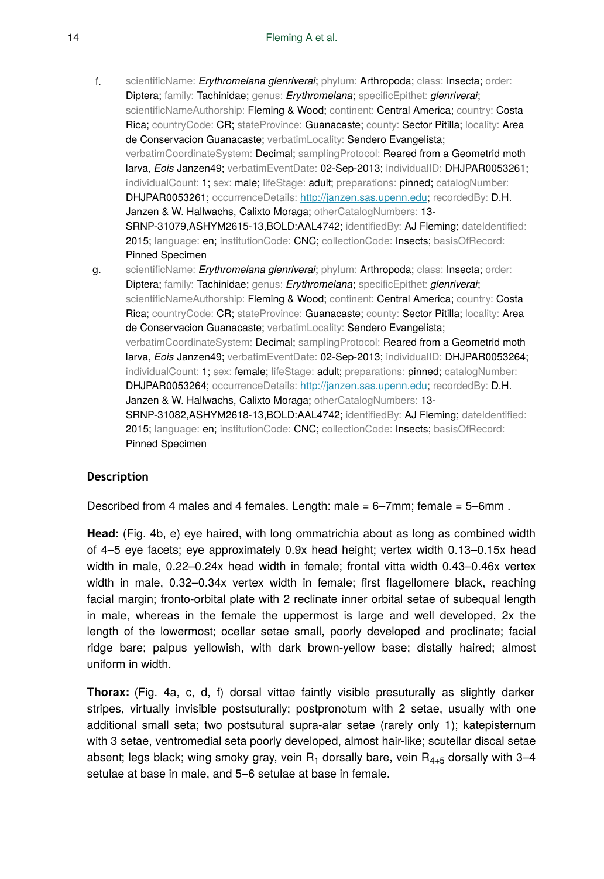f. scientificName: ***Erythromelana glenriverai***; phylum: Arthropoda; class: Insecta; order: Diptera; family: Tachinidae; genus: ***Erythromelana***; specificEpithet: ***glenriverai***; scientificNameAuthorship: Fleming & Wood; continent: Central America; country: Costa Rica; countryCode: CR; stateProvince: Guanacaste; county: Sector Pitilla; locality: Area de Conservacion Guanacaste; verbatimLocality: Sendero Evangelista; verbatimCoordinateSystem: Decimal; samplingProtocol: Reared from a Geometrid moth larva, *Eois* Janzen49; verbatimEventDate: 02-Sep-2013; individualID: DHJPAR0053261; individualCount: 1; sex: male; lifeStage: adult; preparations: pinned; catalogNumber: DHJPAR0053261; occurrenceDetails: [http://janzen.sas.upenn.edu](http://janzen.sas.upenn.edu); recordedBy: D.H. Janzen & W. Hallwachs, Calixto Moraga; otherCatalogNumbers: 13-SRNP-31079,ASHYM2615-13,BOLD:AAL4742; identifiedBy: AJ Fleming; dateIdentified: 2015; language: en; institutionCode: CNC; collectionCode: Insects; basisOfRecord: Pinned Specimen

g. scientificName: ***Erythromelana glenriverai***; phylum: Arthropoda; class: Insecta; order: Diptera; family: Tachinidae; genus: ***Erythromelana***; specificEpithet: ***glenriverai***; scientificNameAuthorship: Fleming & Wood; continent: Central America; country: Costa Rica; countryCode: CR; stateProvince: Guanacaste; county: Sector Pitilla; locality: Area de Conservacion Guanacaste; verbatimLocality: Sendero Evangelista; verbatimCoordinateSystem: Decimal; samplingProtocol: Reared from a Geometrid moth larva, *Eois* Janzen49; verbatimEventDate: 02-Sep-2013; individualID: DHJPAR0053264; individualCount: 1; sex: female; lifeStage: adult; preparations: pinned; catalogNumber: DHJPAR0053264; occurrenceDetails: [http://janzen.sas.upenn.edu](http://janzen.sas.upenn.edu); recordedBy: D.H. Janzen & W. Hallwachs, Calixto Moraga; otherCatalogNumbers: 13-SRNP-31082,ASHYM2618-13,BOLD:AAL4742; identifiedBy: AJ Fleming; dateIdentified: 2015; language: en; institutionCode: CNC; collectionCode: Insects; basisOfRecord: Pinned Specimen

### Description

Described from 4 males and 4 females. Length: male = 6–7mm; female = 5–6mm .

**Head:** (Fig. 4b, e) eye haired, with long ommatrichia about as long as combined width of 4–5 eye facets; eye approximately 0.9x head height; vertex width 0.13–0.15x head width in male, 0.22–0.24x head width in female; frontal vitta width 0.43–0.46x vertex width in male, 0.32–0.34x vertex width in female; first flagellomere black, reaching facial margin; fronto-orbital plate with 2 reclinate inner orbital setae of subequal length in male, whereas in the female the uppermost is large and well developed, 2x the length of the lowermost; ocellar setae small, poorly developed and proclinate; facial ridge bare; palpus yellowish, with dark brown-yellow base; distally haired; almost uniform in width.

**Thorax:** (Fig. 4a, c, d, f) dorsal vittae faintly visible presuturally as slightly darker stripes, virtually invisible postsuturally; postpronotum with 2 setae, usually with one additional small seta; two postsutural supra-alar setae (rarely only 1); katepisternum with 3 setae, ventromedial seta poorly developed, almost hair-like; scutellar discal setae absent; legs black; wing smoky gray, vein $R_1$ dorsally bare, vein $R_{4+5}$ dorsally with 3–4 setulae at base in male, and 5–6 setulae at base in female.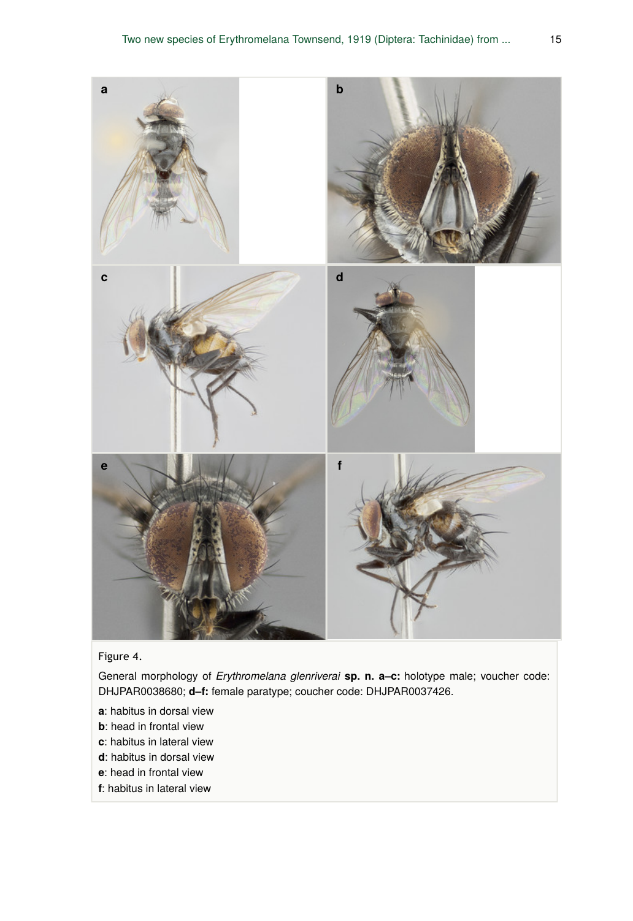Figure 4.

General morphology of *Erythromelana glenriverai* **sp. n. a–c:** holotype male; voucher code: DHJPAR0038680; **d–f:** female paratype; coucher code: DHJPAR0037426.

- **a**: habitus in dorsal view
- **b**: head in frontal view
- **c**: habitus in lateral view
- **d**: habitus in dorsal view
- **e**: head in frontal view
- **f**: habitus in lateral view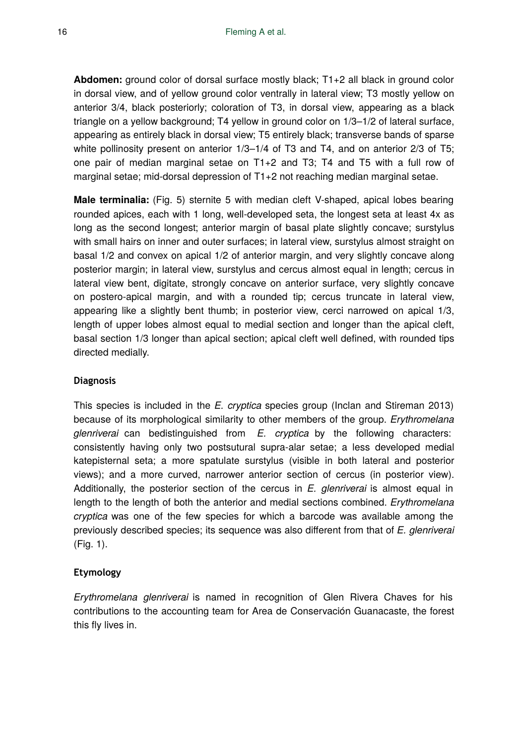**Abdomen:** ground color of dorsal surface mostly black; T1+2 all black in ground color in dorsal view, and of yellow ground color ventrally in lateral view; T3 mostly yellow on anterior 3/4, black posteriorly; coloration of T3, in dorsal view, appearing as a black triangle on a yellow background; T4 yellow in ground color on 1/3–1/2 of lateral surface, appearing as entirely black in dorsal view; T5 entirely black; transverse bands of sparse white pollinosity present on anterior 1/3–1/4 of T3 and T4, and on anterior 2/3 of T5; one pair of median marginal setae on T1+2 and T3; T4 and T5 with a full row of marginal setae; mid-dorsal depression of T1+2 not reaching median marginal setae.

**Male terminalia:** (Fig. 5) sternite 5 with median cleft V-shaped, apical lobes bearing rounded apices, each with 1 long, well-developed seta, the longest seta at least 4x as long as the second longest; anterior margin of basal plate slightly concave; surstylus with small hairs on inner and outer surfaces; in lateral view, surstylus almost straight on basal 1/2 and convex on apical 1/2 of anterior margin, and very slightly concave along posterior margin; in lateral view, surstylus and cercus almost equal in length; cercus in lateral view bent, digitate, strongly concave on anterior surface, very slightly concave on postero-apical margin, and with a rounded tip; cercus truncate in lateral view, appearing like a slightly bent thumb; in posterior view, cerci narrowed on apical 1/3, length of upper lobes almost equal to medial section and longer than the apical cleft, basal section 1/3 longer than apical section; apical cleft well defined, with rounded tips directed medially.

### Diagnosis

This species is included in the *E. cryptica* species group (Inclan and Stireman 2013) because of its morphological similarity to other members of the group. *Erythromelana glenriverai* can bedistinguished from *E. cryptica* by the following characters: consistently having only two postsutural supra-alar setae; a less developed medial katepisternal seta; a more spatulate surstylus (visible in both lateral and posterior views); and a more curved, narrower anterior section of cercus (in posterior view). Additionally, the posterior section of the cercus in *E. glenriverai* is almost equal in length to the length of both the anterior and medial sections combined. *Erythromelana cryptica* was one of the few species for which a barcode was available among the previously described species; its sequence was also different from that of *E. glenriverai* (Fig. 1).

### Etymology

*Erythromelana glenriverai* is named in recognition of Glen Rivera Chaves for his contributions to the accounting team for Area de Conservación Guanacaste, the forest this fly lives in.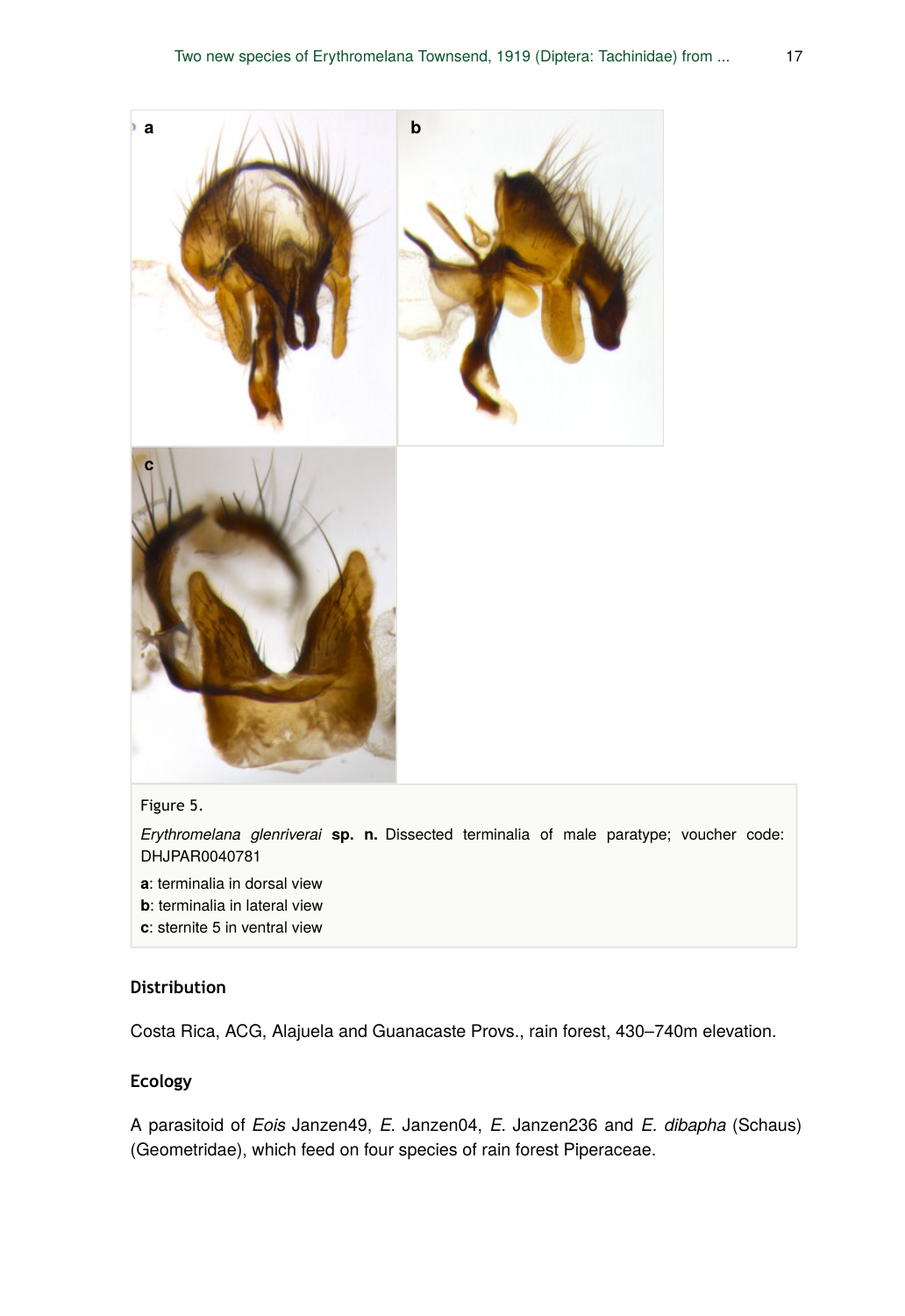Figure 5.

*Erythromelana glenriverai* **sp. n.** Dissected terminalia of male paratype; voucher code: DHJPAR0040781

**a**: terminalia in dorsal view

**b**: terminalia in lateral view

**c**: sternite 5 in ventral view

## Distribution

Costa Rica, ACG, Alajuela and Guanacaste Provs., rain forest, 430–740m elevation.

## Ecology

A parasitoid of *Eois* Janzen49, *E.* Janzen04, *E.* Janzen236 and *E. dibapha* (Schaus) (Geometridae), which feed on four species of rain forest Piperaceae.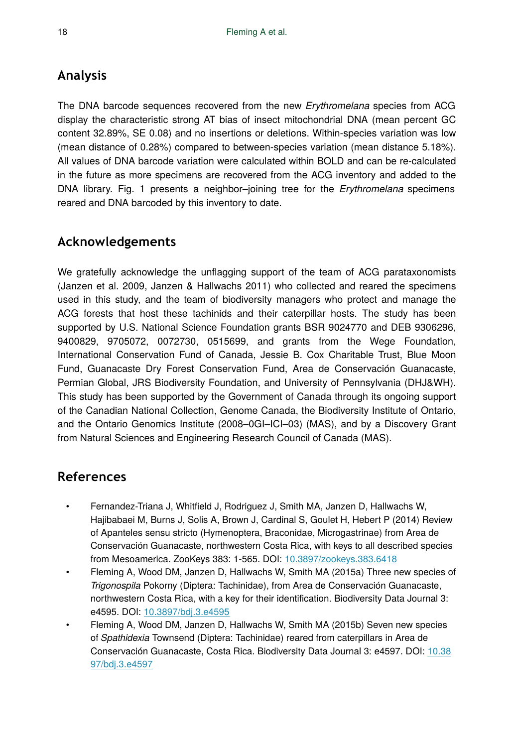## Analysis

The DNA barcode sequences recovered from the new *Erythromelana* species from ACG display the characteristic strong AT bias of insect mitochondrial DNA (mean percent GC content 32.89%, SE 0.08) and no insertions or deletions. Within-species variation was low (mean distance of 0.28%) compared to between-species variation (mean distance 5.18%). All values of DNA barcode variation were calculated within BOLD and can be re-calculated in the future as more specimens are recovered from the ACG inventory and added to the DNA library. Fig. 1 presents a neighbor–joining tree for the *Erythromelana* specimens reared and DNA barcoded by this inventory to date.

## Acknowledgements

We gratefully acknowledge the unflagging support of the team of ACG parataxonomists (Janzen et al. 2009, Janzen & Hallwachs 2011) who collected and reared the specimens used in this study, and the team of biodiversity managers who protect and manage the ACG forests that host these tachinids and their caterpillar hosts. The study has been supported by U.S. National Science Foundation grants BSR 9024770 and DEB 9306296, 9400829, 9705072, 0072730, 0515699, and grants from the Wege Foundation, International Conservation Fund of Canada, Jessie B. Cox Charitable Trust, Blue Moon Fund, Guanacaste Dry Forest Conservation Fund, Area de Conservación Guanacaste, Permian Global, JRS Biodiversity Foundation, and University of Pennsylvania (DHJ&WH). This study has been supported by the Government of Canada through its ongoing support of the Canadian National Collection, Genome Canada, the Biodiversity Institute of Ontario, and the Ontario Genomics Institute (2008–0GI–ICI–03) (MAS), and by a Discovery Grant from Natural Sciences and Engineering Research Council of Canada (MAS).

## References

- Fernandez-Triana J, Whitfield J, Rodriguez J, Smith MA, Janzen D, Hallwachs W, Hajibabaei M, Burns J, Solis A, Brown J, Cardinal S, Goulet H, Hebert P (2014) Review of Apanteles sensu stricto (Hymenoptera, Braconidae, Microgastrinae) from Area de Conservación Guanacaste, northwestern Costa Rica, with keys to all described species from Mesoamerica. ZooKeys 383: 1-565. DOI: 10.3897/zookeys.383.6418
- Fleming A, Wood DM, Janzen D, Hallwachs W, Smith MA (2015a) Three new species of *Trigonospila* Pokorny (Diptera: Tachinidae), from Area de Conservación Guanacaste, northwestern Costa Rica, with a key for their identification. Biodiversity Data Journal 3: e4595. DOI: 10.3897/bdj.3.e4595
- Fleming A, Wood DM, Janzen D, Hallwachs W, Smith MA (2015b) Seven new species of *Spathidexia* Townsend (Diptera: Tachinidae) reared from caterpillars in Area de Conservación Guanacaste, Costa Rica. Biodiversity Data Journal 3: e4597. DOI: 10.3897/bdj.3.e4597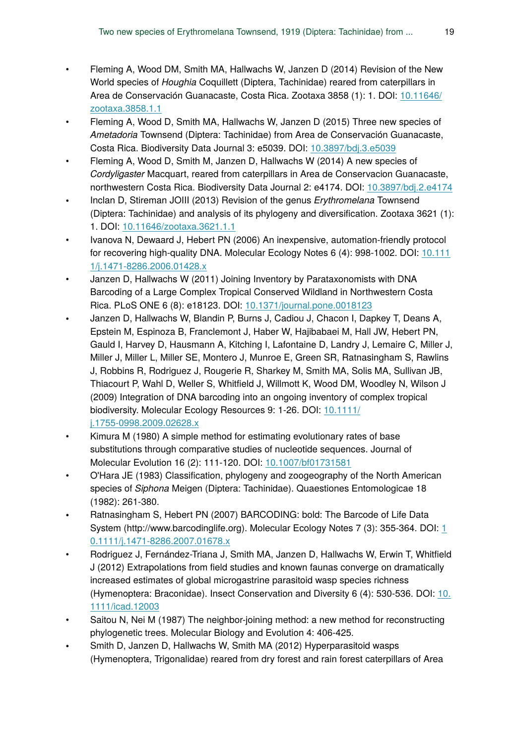- Fleming A, Wood DM, Smith MA, Hallwachs W, Janzen D (2014) Revision of the New World species of *Houghia* Coquillett (Diptera, Tachinidae) reared from caterpillars in Area de Conservación Guanacaste, Costa Rica. Zootaxa 3858 (1): 1. DOI: 10.11646/zootaxa.3858.1.1
- Fleming A, Wood D, Smith MA, Hallwachs W, Janzen D (2015) Three new species of *Ametadoria* Townsend (Diptera: Tachinidae) from Area de Conservación Guanacaste, Costa Rica. Biodiversity Data Journal 3: e5039. DOI: 10.3897/bdj.3.e5039
- Fleming A, Wood D, Smith M, Janzen D, Hallwachs W (2014) A new species of *Cordyligaster* Macquart, reared from caterpillars in Area de Conservacion Guanacaste, northwestern Costa Rica. Biodiversity Data Journal 2: e4174. DOI: 10.3897/bdj.2.e4174
- Inclan D, Stireman JOIII (2013) Revision of the genus *Erythromelana* Townsend (Diptera: Tachinidae) and analysis of its phylogeny and diversification. Zootaxa 3621 (1): 1. DOI: 10.11646/zootaxa.3621.1.1
- Ivanova N, Dewaard J, Hebert PN (2006) An inexpensive, automation-friendly protocol for recovering high-quality DNA. Molecular Ecology Notes 6 (4): 998-1002. DOI: 10.1111/j.1471-8286.2006.01428.x
- Janzen D, Hallwachs W (2011) Joining Inventory by Parataxonomists with DNA Barcoding of a Large Complex Tropical Conserved Wildland in Northwestern Costa Rica. PLoS ONE 6 (8): e18123. DOI: 10.1371/journal.pone.0018123
- Janzen D, Hallwachs W, Blandin P, Burns J, Cadiou J, Chacon I, Dapkey T, Deans A, Epstein M, Espinoza B, Franclemont J, Haber W, Hajibabaei M, Hall JW, Hebert PN, Gauld I, Harvey D, Hausmann A, Kitching I, Lafontaine D, Landry J, Lemaire C, Miller J, Miller J, Miller L, Miller SE, Montero J, Munroe E, Green SR, Ratnasingham S, Rawlins J, Robbins R, Rodriguez J, Rougerie R, Sharkey M, Smith MA, Solis MA, Sullivan JB, Thiacourt P, Wahl D, Weller S, Whitfield J, Willmott K, Wood DM, Woodley N, Wilson J (2009) Integration of DNA barcoding into an ongoing inventory of complex tropical biodiversity. Molecular Ecology Resources 9: 1-26. DOI: 10.1111/j.1755-0998.2009.02628.x
- Kimura M (1980) A simple method for estimating evolutionary rates of base substitutions through comparative studies of nucleotide sequences. Journal of Molecular Evolution 16 (2): 111-120. DOI: 10.1007/bf01731581
- O'Hara JE (1983) Classification, phylogeny and zoogeography of the North American species of *Siphona* Meigen (Diptera: Tachinidae). Quaestiones Entomologicae 18 (1982): 261-380.
- Ratnasingham S, Hebert PN (2007) BARCODING: bold: The Barcode of Life Data System (http://www.barcodinglife.org). Molecular Ecology Notes 7 (3): 355-364. DOI: 10.1111/j.1471-8286.2007.01678.x
- Rodriguez J, Fernández-Triana J, Smith MA, Janzen D, Hallwachs W, Erwin T, Whitfield J (2012) Extrapolations from field studies and known faunas converge on dramatically increased estimates of global microgastrine parasitoid wasp species richness (Hymenoptera: Braconidae). Insect Conservation and Diversity 6 (4): 530-536. DOI: 10.1111/icad.12003
- Saitou N, Nei M (1987) The neighbor-joining method: a new method for reconstructing phylogenetic trees. Molecular Biology and Evolution 4: 406-425.
- Smith D, Janzen D, Hallwachs W, Smith MA (2012) Hyperparasitoid wasps (Hymenoptera, Trigonalidae) reared from dry forest and rain forest caterpillars of Area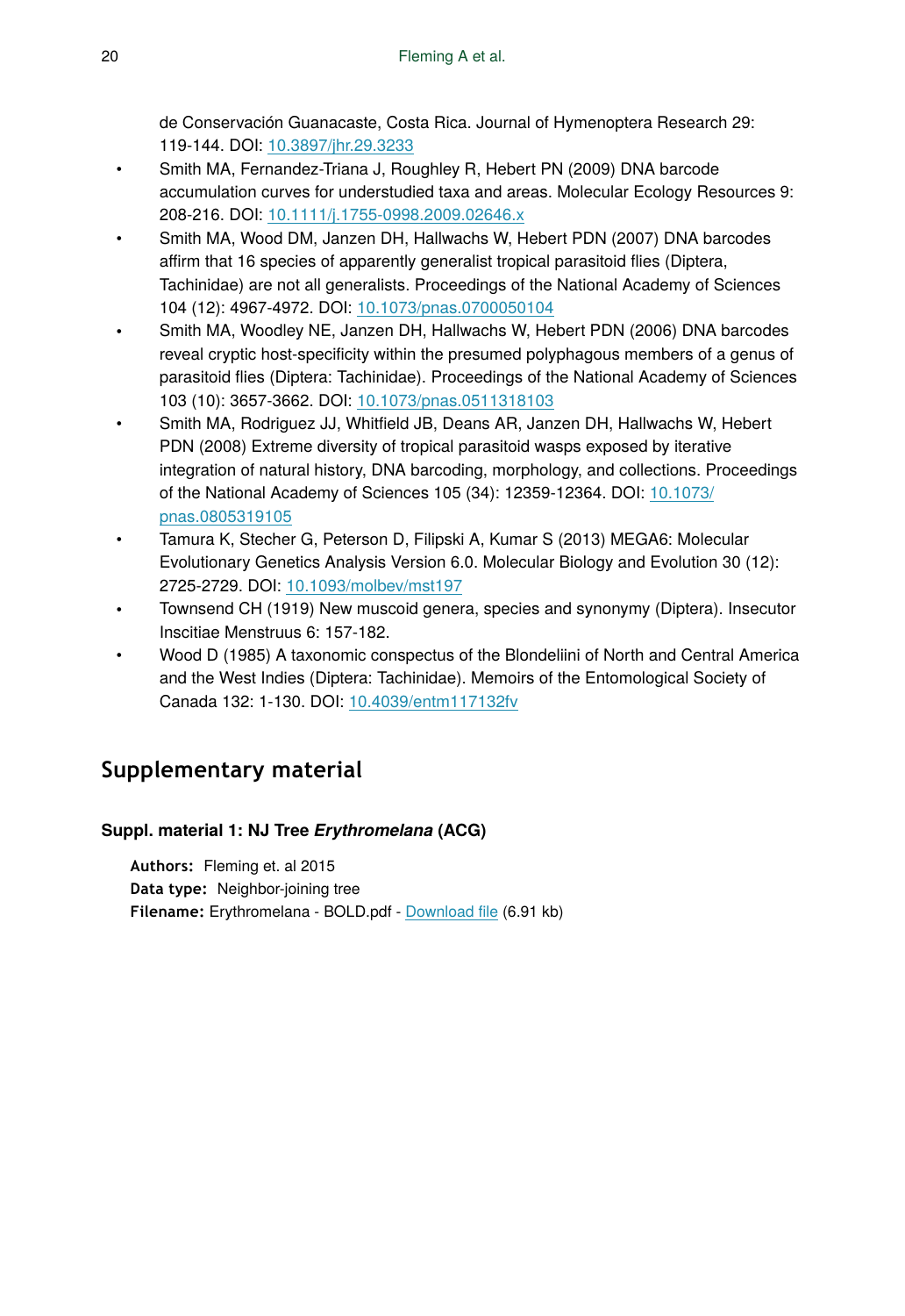de Conservación Guanacaste, Costa Rica. Journal of Hymenoptera Research 29: 119-144. DOI: 10.3897/jhr.29.3233

- Smith MA, Fernandez-Triana J, Roughley R, Hebert PN (2009) DNA barcode accumulation curves for understudied taxa and areas. Molecular Ecology Resources 9: 208-216. DOI: 10.1111/j.1755-0998.2009.02646.x
- Smith MA, Wood DM, Janzen DH, Hallwachs W, Hebert PDN (2007) DNA barcodes affirm that 16 species of apparently generalist tropical parasitoid flies (Diptera, Tachinidae) are not all generalists. Proceedings of the National Academy of Sciences 104 (12): 4967-4972. DOI: 10.1073/pnas.0700050104
- Smith MA, Woodley NE, Janzen DH, Hallwachs W, Hebert PDN (2006) DNA barcodes reveal cryptic host-specificity within the presumed polyphagous members of a genus of parasitoid flies (Diptera: Tachinidae). Proceedings of the National Academy of Sciences 103 (10): 3657-3662. DOI: 10.1073/pnas.0511318103
- Smith MA, Rodriguez JJ, Whitfield JB, Deans AR, Janzen DH, Hallwachs W, Hebert PDN (2008) Extreme diversity of tropical parasitoid wasps exposed by iterative integration of natural history, DNA barcoding, morphology, and collections. Proceedings of the National Academy of Sciences 105 (34): 12359-12364. DOI: 10.1073/pnas.0805319105
- Tamura K, Stecher G, Peterson D, Filipski A, Kumar S (2013) MEGA6: Molecular Evolutionary Genetics Analysis Version 6.0. Molecular Biology and Evolution 30 (12): 2725-2729. DOI: 10.1093/molbev/mst197
- Townsend CH (1919) New muscoid genera, species and synonymy (Diptera). Insecutor Inscitiae Menstruus 6: 157-182.
- Wood D (1985) A taxonomic conspectus of the Blondeliini of North and Central America and the West Indies (Diptera: Tachinidae). Memoirs of the Entomological Society of Canada 132: 1-130. DOI: 10.4039/entm117132fv

## Supplementary material

### Suppl. material 1: NJ Tree *Erythromelana* (ACG)

**Authors:** Fleming et. al 2015
**Data type:** Neighbor-joining tree
**Filename:** Erythromelana - BOLD.pdf - Download file (6.91 kb)